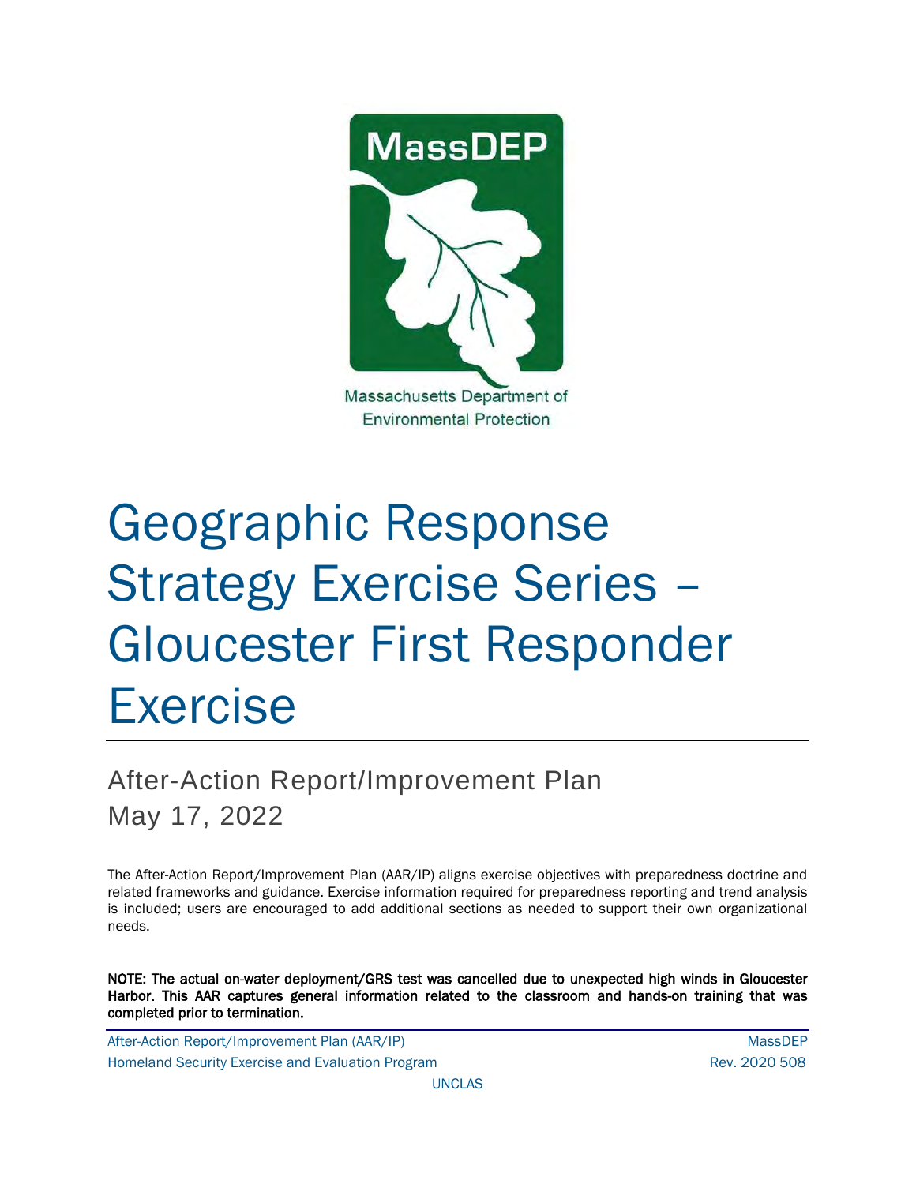MassDEP

Massachusetts Department of Environmental Protection

# Geographic Response Strategy Exercise Series – Gloucester First Responder Exercise

## After-Action Report/Improvement Plan

## May 17, 2022

The After-Action Report/Improvement Plan (AAR/IP) aligns exercise objectives with preparedness doctrine and related frameworks and guidance. Exercise information required for preparedness reporting and trend analysis is included; users are encouraged to add additional sections as needed to support their own organizational needs.

**NOTE: The actual on-water deployment/GRS test was cancelled due to unexpected high winds in Gloucester Harbor. This AAR captures general information related to the classroom and hands-on training that was completed prior to termination.**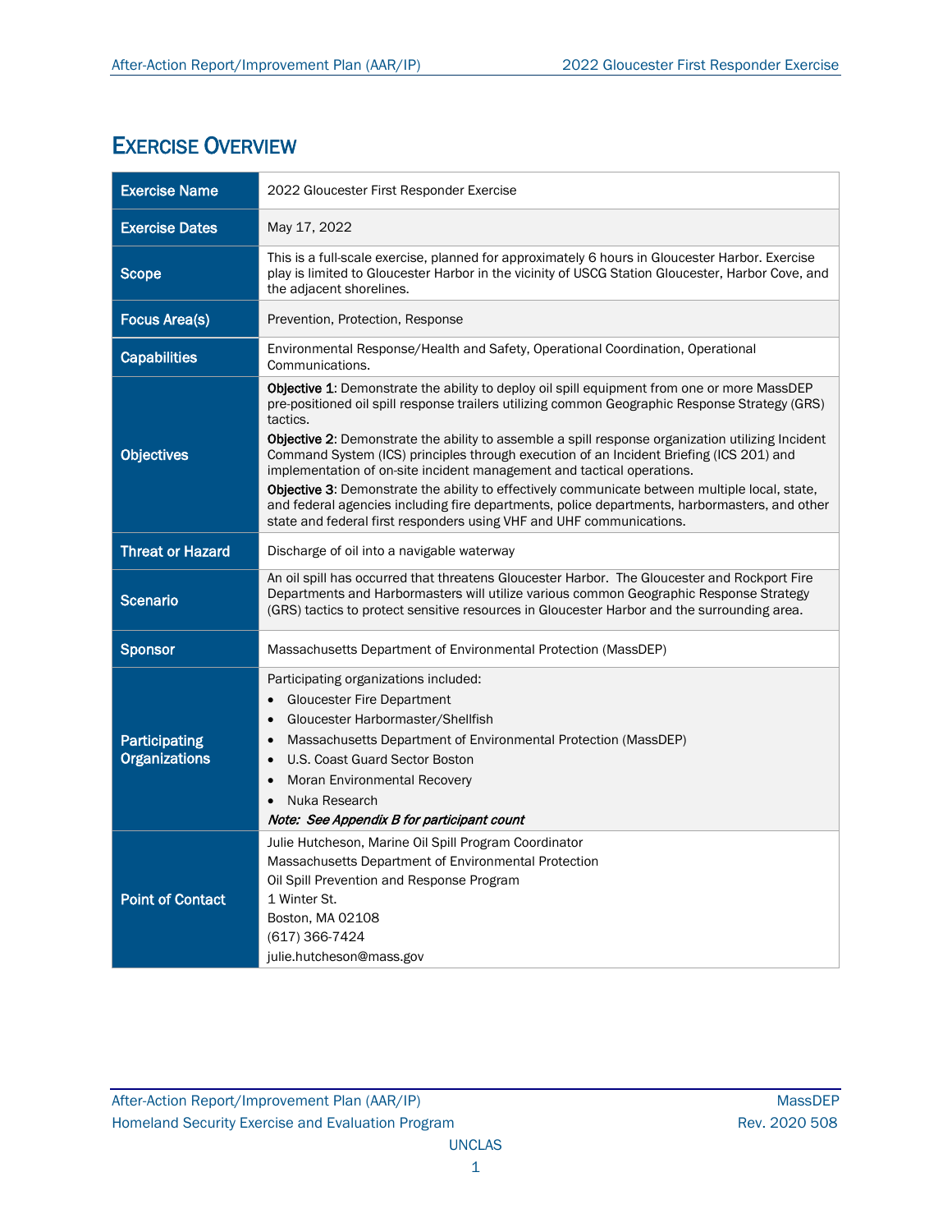# Exercise Overview

| | |
|---|---|
| **Exercise Name** | 2022 Gloucester First Responder Exercise |
| **Exercise Dates** | May 17, 2022 |
| **Scope** | This is a full-scale exercise, planned for approximately 6 hours in Gloucester Harbor. Exercise play is limited to Gloucester Harbor in the vicinity of USCG Station Gloucester, Harbor Cove, and the adjacent shorelines. |
| **Focus Area(s)** | Prevention, Protection, Response |
| **Capabilities** | Environmental Response/Health and Safety, Operational Coordination, Operational Communications. |
| **Objectives** | **Objective 1**: Demonstrate the ability to deploy oil spill equipment from one or more MassDEP pre-positioned oil spill response trailers utilizing common Geographic Response Strategy (GRS) tactics.<br>**Objective 2**: Demonstrate the ability to assemble a spill response organization utilizing Incident Command System (ICS) principles through execution of an Incident Briefing (ICS 201) and implementation of on-site incident management and tactical operations.<br>**Objective 3**: Demonstrate the ability to effectively communicate between multiple local, state, and federal agencies including fire departments, police departments, harbormasters, and other state and federal first responders using VHF and UHF communications. |
| **Threat or Hazard** | Discharge of oil into a navigable waterway |
| **Scenario** | An oil spill has occurred that threatens Gloucester Harbor. The Gloucester and Rockport Fire Departments and Harbormasters will utilize various common Geographic Response Strategy (GRS) tactics to protect sensitive resources in Gloucester Harbor and the surrounding area. |
| **Sponsor** | Massachusetts Department of Environmental Protection (MassDEP) |
| **Participating Organizations** | Participating organizations included:<br>• Gloucester Fire Department<br>• Gloucester Harbormaster/Shellfish<br>• Massachusetts Department of Environmental Protection (MassDEP)<br>• U.S. Coast Guard Sector Boston<br>• Moran Environmental Recovery<br>• Nuka Research<br>***Note: See Appendix B for participant count*** |
| **Point of Contact** | Julie Hutcheson, Marine Oil Spill Program Coordinator<br>Massachusetts Department of Environmental Protection<br>Oil Spill Prevention and Response Program<br>1 Winter St.<br>Boston, MA 02108<br>(617) 366-7424<br>julie.hutcheson@mass.gov |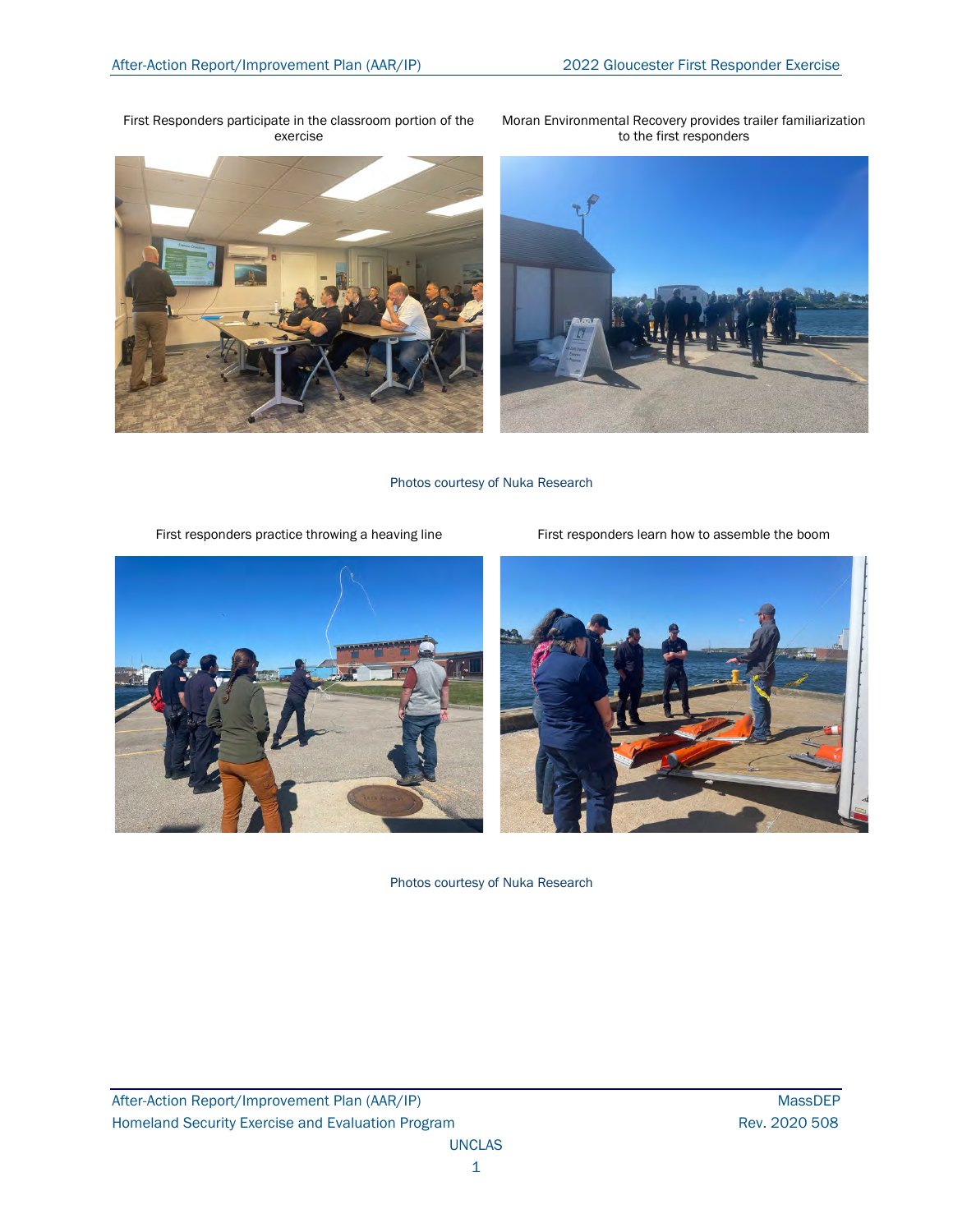First Responders participate in the classroom portion of the exercise

Moran Environmental Recovery provides trailer familiarization to the first responders

Photos courtesy of Nuka Research

First responders practice throwing a heaving line

First responders learn how to assemble the boom

Photos courtesy of Nuka Research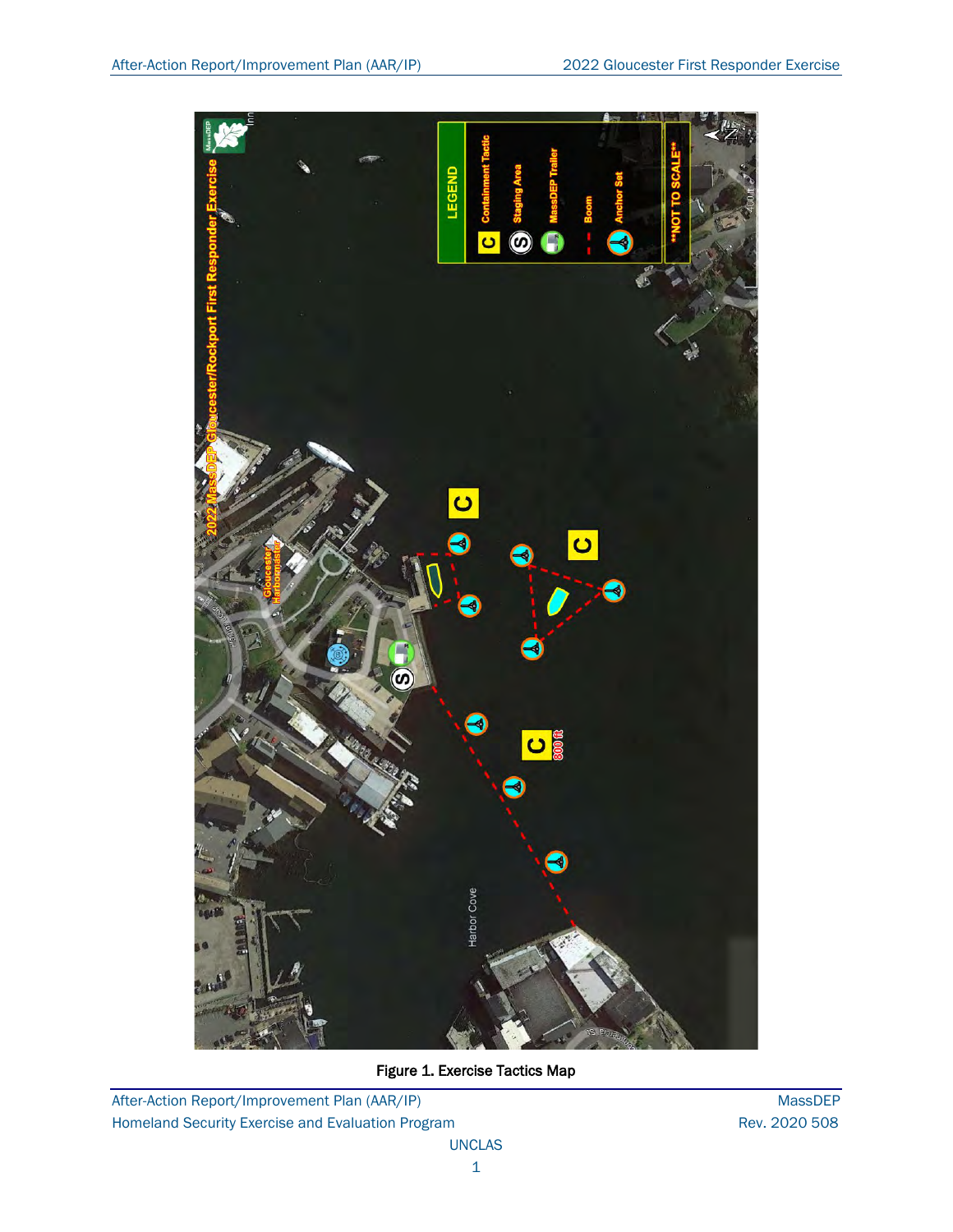Figure 1. Exercise Tactics Map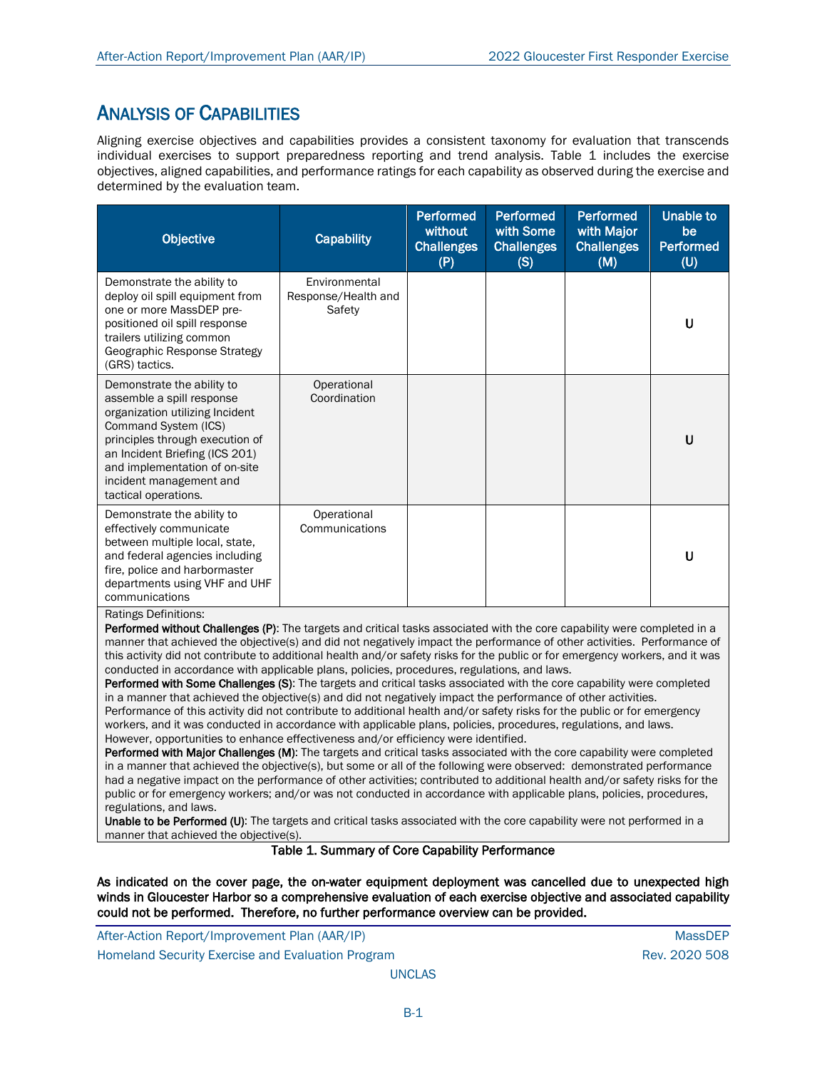## Analysis of Capabilities

Aligning exercise objectives and capabilities provides a consistent taxonomy for evaluation that transcends individual exercises to support preparedness reporting and trend analysis. Table 1 includes the exercise objectives, aligned capabilities, and performance ratings for each capability as observed during the exercise and determined by the evaluation team.

| Objective | Capability | Performed without Challenges (P) | Performed with Some Challenges (S) | Performed with Major Challenges (M) | Unable to be Performed (U) |
|---|---|---|---|---|---|
| Demonstrate the ability to deploy oil spill equipment from one or more MassDEP pre-positioned oil spill response trailers utilizing common Geographic Response Strategy (GRS) tactics. | Environmental Response/Health and Safety | | | | U |
| Demonstrate the ability to assemble a spill response organization utilizing Incident Command System (ICS) principles through execution of an Incident Briefing (ICS 201) and implementation of on-site incident management and tactical operations. | Operational Coordination | | | | U |
| Demonstrate the ability to effectively communicate between multiple local, state, and federal agencies including fire, police and harbormaster departments using VHF and UHF communications | Operational Communications | | | | U |

Ratings Definitions:

**Performed without Challenges (P)**: The targets and critical tasks associated with the core capability were completed in a manner that achieved the objective(s) and did not negatively impact the performance of other activities. Performance of this activity did not contribute to additional health and/or safety risks for the public or for emergency workers, and it was conducted in accordance with applicable plans, policies, procedures, regulations, and laws.

**Performed with Some Challenges (S)**: The targets and critical tasks associated with the core capability were completed in a manner that achieved the objective(s) and did not negatively impact the performance of other activities. Performance of this activity did not contribute to additional health and/or safety risks for the public or for emergency workers, and it was conducted in accordance with applicable plans, policies, procedures, regulations, and laws. However, opportunities to enhance effectiveness and/or efficiency were identified.

**Performed with Major Challenges (M)**: The targets and critical tasks associated with the core capability were completed in a manner that achieved the objective(s), but some or all of the following were observed: demonstrated performance had a negative impact on the performance of other activities; contributed to additional health and/or safety risks for the public or for emergency workers; and/or was not conducted in accordance with applicable plans, policies, procedures, regulations, and laws.

**Unable to be Performed (U)**: The targets and critical tasks associated with the core capability were not performed in a manner that achieved the objective(s).

Table 1. Summary of Core Capability Performance

**As indicated on the cover page, the on-water equipment deployment was cancelled due to unexpected high winds in Gloucester Harbor so a comprehensive evaluation of each exercise objective and associated capability could not be performed. Therefore, no further performance overview can be provided.**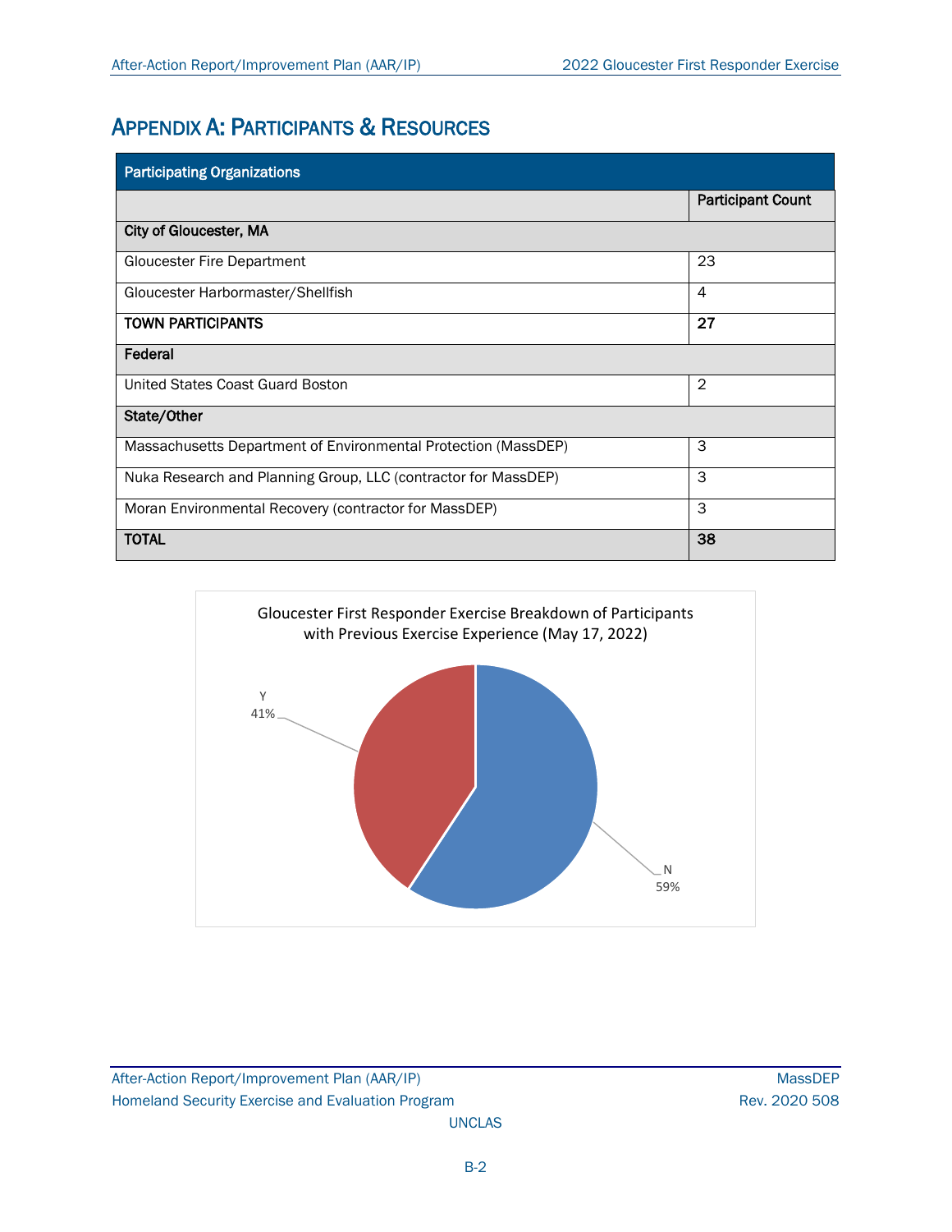# Appendix A: Participants & Resources

| Participating Organizations | |
|---|---|
| | Participant Count |
| **City of Gloucester, MA** | |
| Gloucester Fire Department | 23 |
| Gloucester Harbormaster/Shellfish | 4 |
| **TOWN PARTICIPANTS** | **27** |
| **Federal** | |
| United States Coast Guard Boston | 2 |
| **State/Other** | |
| Massachusetts Department of Environmental Protection (MassDEP) | 3 |
| Nuka Research and Planning Group, LLC (contractor for MassDEP) | 3 |
| Moran Environmental Recovery (contractor for MassDEP) | 3 |
| **TOTAL** | **38** |

Gloucester First Responder Exercise Breakdown of Participants with Previous Exercise Experience (May 17, 2022)

Y 41%

N 59%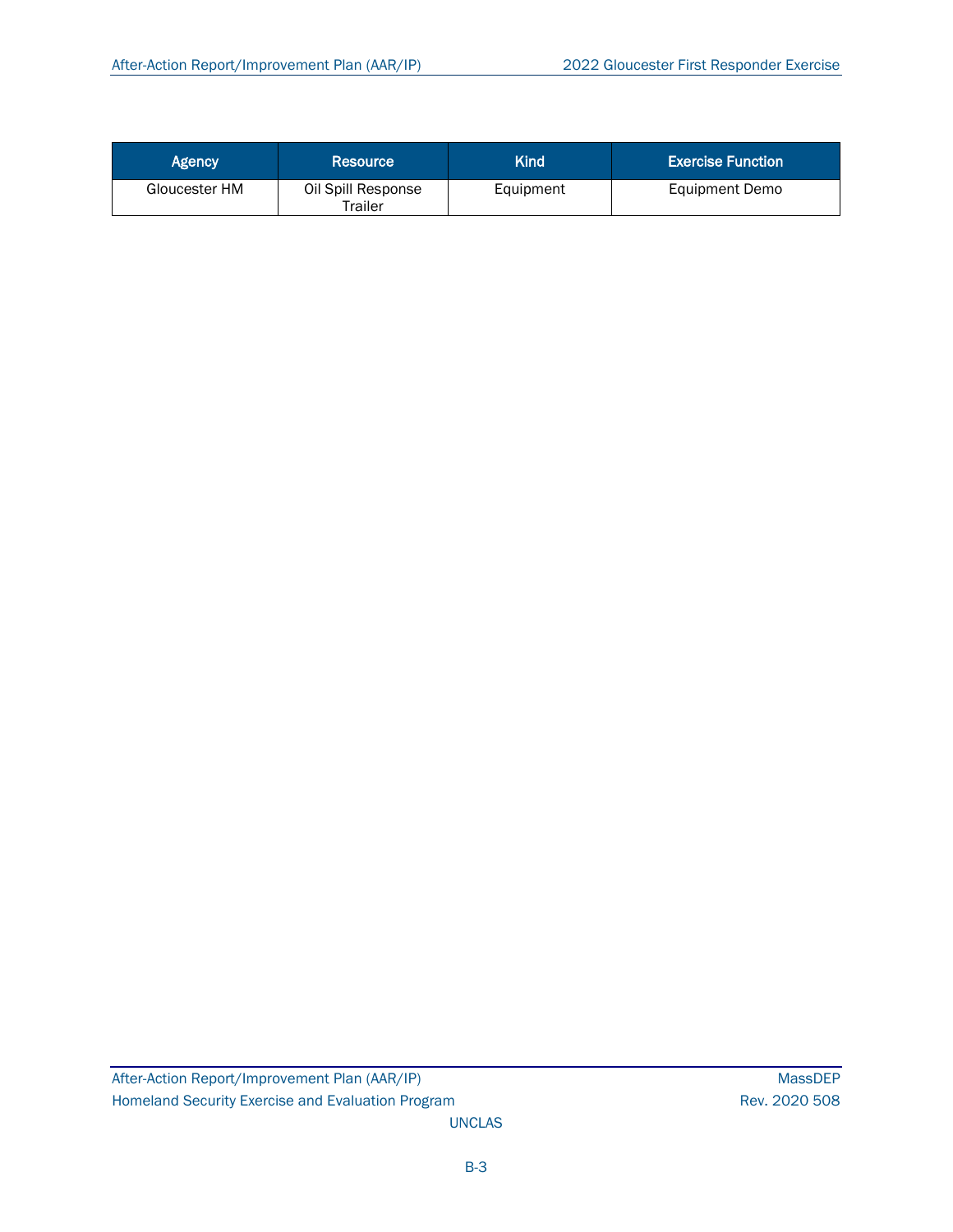| Agency | Resource | Kind | Exercise Function |
|---|---|---|---|
| Gloucester HM | Oil Spill Response Trailer | Equipment | Equipment Demo |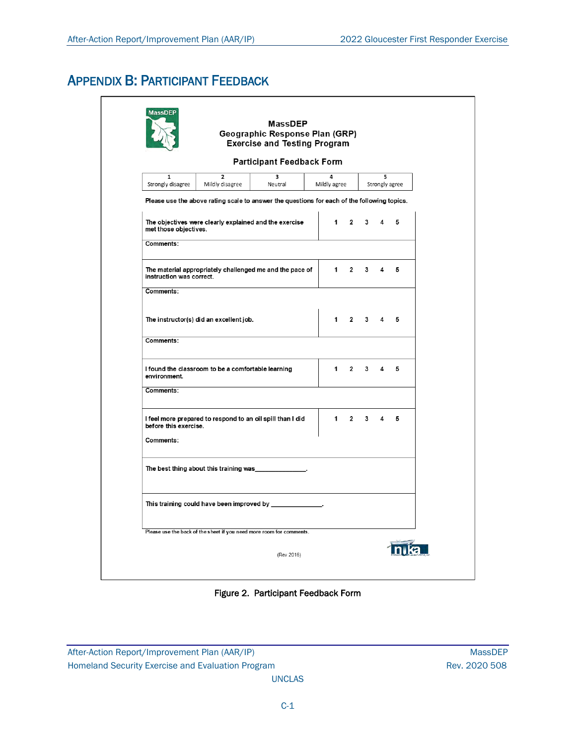# Appendix B: Participant Feedback

**MassDEP**
**Geographic Response Plan (GRP)**
**Exercise and Testing Program**

**Participant Feedback Form**

| 1 | 2 | 3 | 4 | 5 |
|---|---|---|---|---|
| Strongly disagree | Mildly disagree | Neutral | Mildly agree | Strongly agree |

**Please use the above rating scale to answer the questions for each of the following topics.**

| | |
|---|---|
| **The objectives were clearly explained and the exercise met those objectives.** | 1 2 3 4 5 |
| **Comments:** | |
| **The material appropriately challenged me and the pace of instruction was correct.** | 1 2 3 4 5 |
| **Comments:** | |
| **The instructor(s) did an excellent job.** | 1 2 3 4 5 |
| **Comments:** | |
| **I found the classroom to be a comfortable learning environment.** | 1 2 3 4 5 |
| **Comments:** | |
| **I feel more prepared to respond to an oil spill than I did before this exercise.** | 1 2 3 4 5 |
| **Comments:** | |
| **The best thing about this training was______________.** | |
| **This training could have been improved by ______________.** | |

Please use the back of the sheet if you need more room for comments.

(Rev 2016)

Figure 2. Participant Feedback Form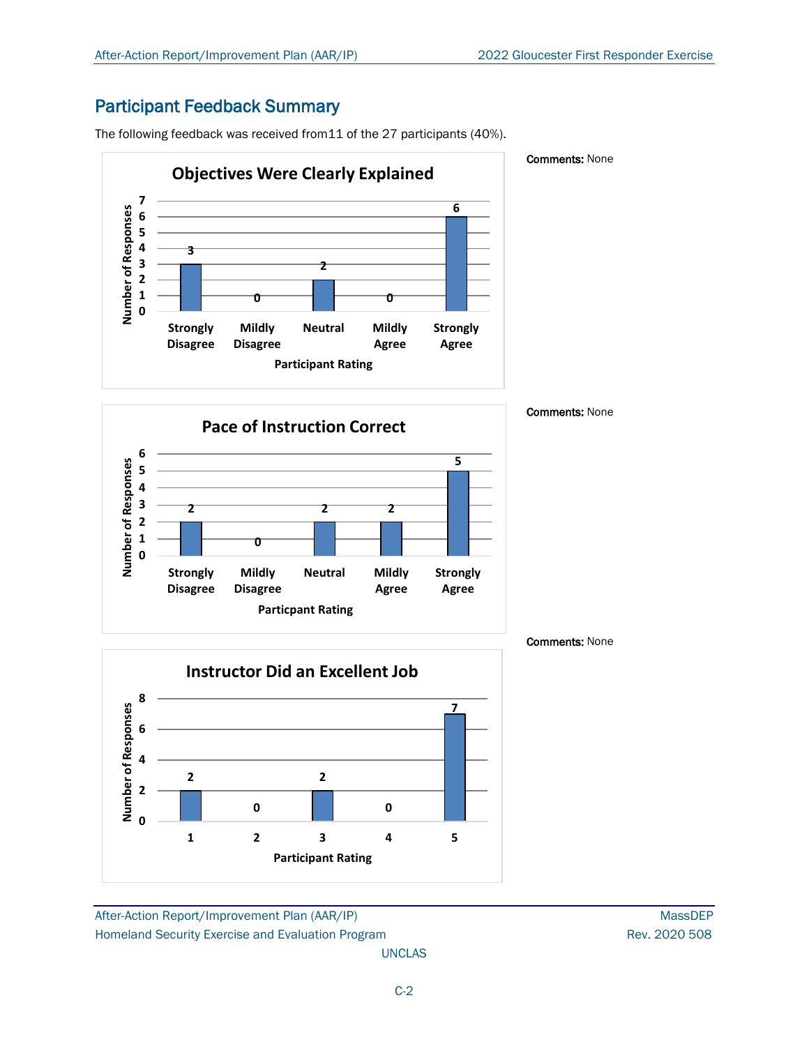## Participant Feedback Summary

The following feedback was received from11 of the 27 participants (40%).

**Objectives Were Clearly Explained**

| Participant Rating | Number of Responses |
|---|---|
| Strongly Disagree | 3 |
| Mildly Disagree | 0 |
| Neutral | 2 |
| Mildly Agree | 0 |
| Strongly Agree | 6 |

**Comments:** None

**Pace of Instruction Correct**

| Particpant Rating | Number of Responses |
|---|---|
| Strongly Disagree | 2 |
| Mildly Disagree | 0 |
| Neutral | 2 |
| Mildly Agree | 2 |
| Strongly Agree | 5 |

**Comments:** None

**Instructor Did an Excellent Job**

| Participant Rating | Number of Responses |
|---|---|
| 1 | 2 |
| 2 | 0 |
| 3 | 2 |
| 4 | 0 |
| 5 | 7 |

**Comments:** None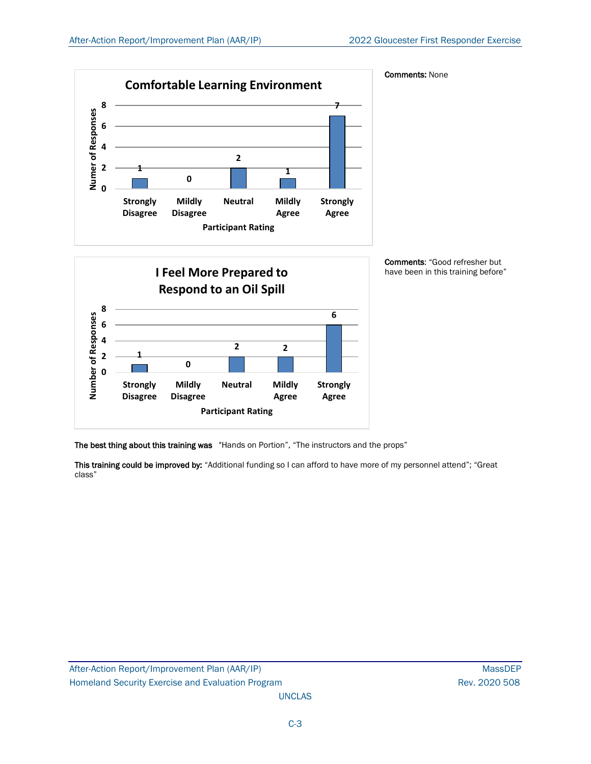Comfortable Learning Environment

Numer of Responses

8
6
4
2
0

1 0 2 1 7

Strongly Disagree
Mildly Disagree
Neutral
Mildly Agree
Strongly Agree

Participant Rating

**Comments:** None

I Feel More Prepared to Respond to an Oil Spill

Number of Responses

8
6
4
2
0

1 0 2 2 6

Strongly Disagree
Mildly Disagree
Neutral
Mildly Agree
Strongly Agree

Participant Rating

**Comments**: "Good refresher but have been in this training before"

**The best thing about this training was** "Hands on Portion", "The instructors and the props"

**This training could be improved by:** "Additional funding so I can afford to have more of my personnel attend"; "Great class"